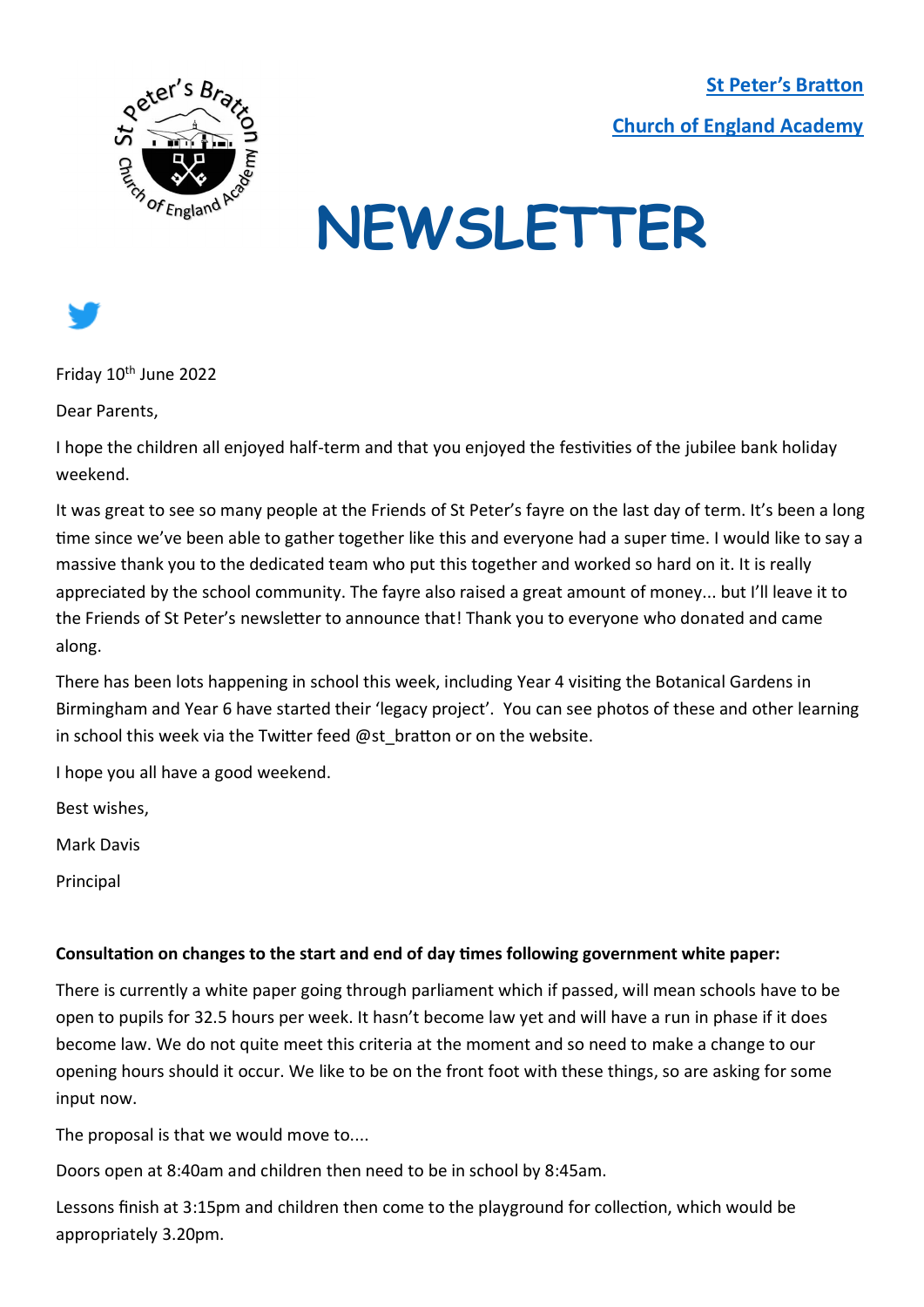**St Peter's Bratton**

**Church of England Academy**

# NEWSLETTER

Friday 10th June 2022

Dear Parents,

I hope the children all enjoyed half-term and that you enjoyed the festivities of the jubilee bank holiday weekend.

It was great to see so many people at the Friends of St Peter's fayre on the last day of term. It's been a long time since we've been able to gather together like this and everyone had a super time. I would like to say a massive thank you to the dedicated team who put this together and worked so hard on it. It is really appreciated by the school community. The fayre also raised a great amount of money... but I'll leave it to the Friends of St Peter's newsletter to announce that! Thank you to everyone who donated and came along.

There has been lots happening in school this week, including Year 4 visiting the Botanical Gardens in Birmingham and Year 6 have started their 'legacy project'. You can see photos of these and other learning in school this week via the Twitter feed @st_bratton or on the website.

I hope you all have a good weekend.

Best wishes,

Mark Davis

Principal

**Consultation on changes to the start and end of day times following government white paper:**

There is currently a white paper going through parliament which if passed, will mean schools have to be open to pupils for 32.5 hours per week. It hasn't become law yet and will have a run in phase if it does become law. We do not quite meet this criteria at the moment and so need to make a change to our opening hours should it occur. We like to be on the front foot with these things, so are asking for some input now.

The proposal is that we would move to....

Doors open at 8:40am and children then need to be in school by 8:45am.

Lessons finish at 3:15pm and children then come to the playground for collection, which would be appropriately 3.20pm.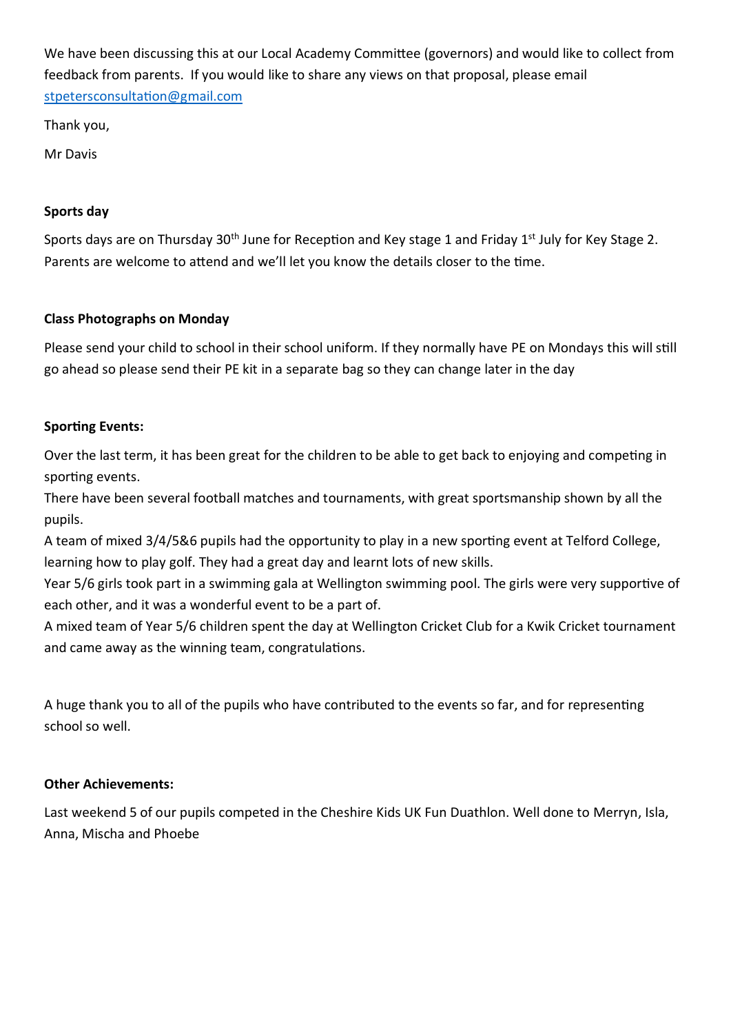We have been discussing this at our Local Academy Committee (governors) and would like to collect from feedback from parents. If you would like to share any views on that proposal, please email [stpetersconsultation@gmail.com](mailto:stpetersconsultation@gmail.com)

Thank you,

Mr Davis

**Sports day**

Sports days are on Thursday 30th June for Reception and Key stage 1 and Friday 1st July for Key Stage 2. Parents are welcome to attend and we'll let you know the details closer to the time.

**Class Photographs on Monday**

Please send your child to school in their school uniform. If they normally have PE on Mondays this will still go ahead so please send their PE kit in a separate bag so they can change later in the day

**Sporting Events:**

Over the last term, it has been great for the children to be able to get back to enjoying and competing in sporting events.

There have been several football matches and tournaments, with great sportsmanship shown by all the pupils.

A team of mixed 3/4/5&6 pupils had the opportunity to play in a new sporting event at Telford College, learning how to play golf. They had a great day and learnt lots of new skills.

Year 5/6 girls took part in a swimming gala at Wellington swimming pool. The girls were very supportive of each other, and it was a wonderful event to be a part of.

A mixed team of Year 5/6 children spent the day at Wellington Cricket Club for a Kwik Cricket tournament and came away as the winning team, congratulations.

A huge thank you to all of the pupils who have contributed to the events so far, and for representing school so well.

**Other Achievements:**

Last weekend 5 of our pupils competed in the Cheshire Kids UK Fun Duathlon. Well done to Merryn, Isla, Anna, Mischa and Phoebe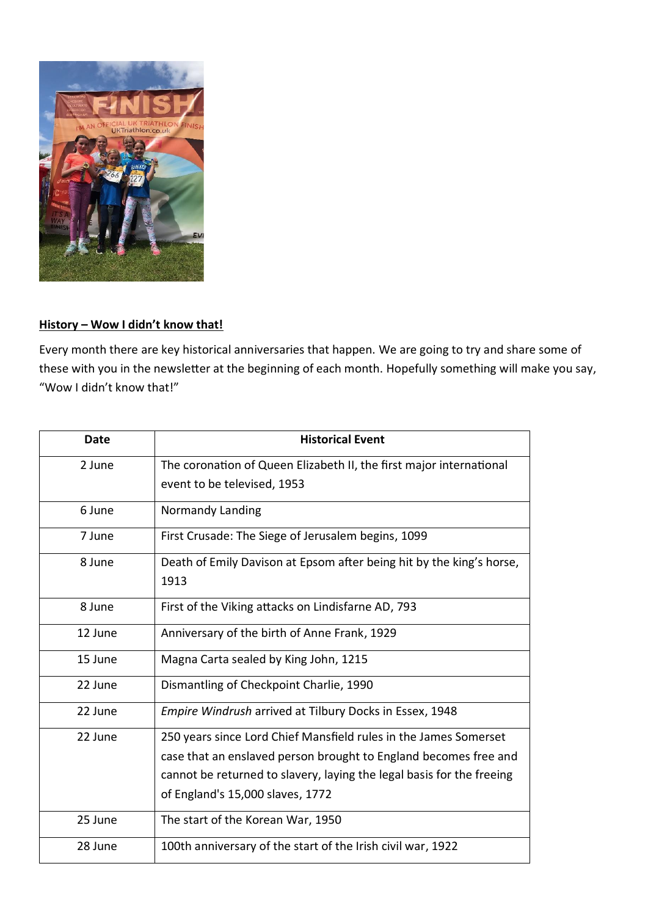## History – Wow I didn't know that!

Every month there are key historical anniversaries that happen. We are going to try and share some of these with you in the newsletter at the beginning of each month. Hopefully something will make you say, "Wow I didn't know that!"

| Date | Historical Event |
|---|---|
| 2 June | The coronation of Queen Elizabeth II, the first major international event to be televised, 1953 |
| 6 June | Normandy Landing |
| 7 June | First Crusade: The Siege of Jerusalem begins, 1099 |
| 8 June | Death of Emily Davison at Epsom after being hit by the king's horse, 1913 |
| 8 June | First of the Viking attacks on Lindisfarne AD, 793 |
| 12 June | Anniversary of the birth of Anne Frank, 1929 |
| 15 June | Magna Carta sealed by King John, 1215 |
| 22 June | Dismantling of Checkpoint Charlie, 1990 |
| 22 June | *Empire Windrush* arrived at Tilbury Docks in Essex, 1948 |
| 22 June | 250 years since Lord Chief Mansfield rules in the James Somerset case that an enslaved person brought to England becomes free and cannot be returned to slavery, laying the legal basis for the freeing of England's 15,000 slaves, 1772 |
| 25 June | The start of the Korean War, 1950 |
| 28 June | 100th anniversary of the start of the Irish civil war, 1922 |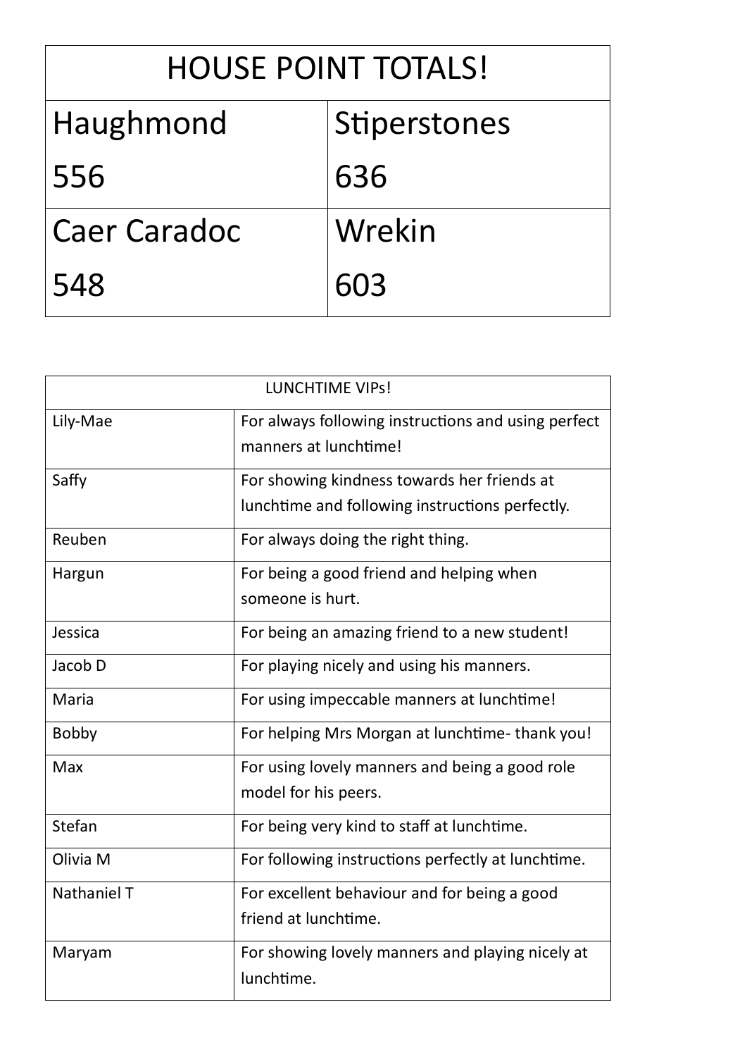| HOUSE POINT TOTALS! | |
|---|---|
| Haughmond<br>556 | Stiperstones<br>636 |
| Caer Caradoc<br>548 | Wrekin<br>603 |

| LUNCHTIME VIPs! | |
|---|---|
| Lily-Mae | For always following instructions and using perfect manners at lunchtime! |
| Saffy | For showing kindness towards her friends at lunchtime and following instructions perfectly. |
| Reuben | For always doing the right thing. |
| Hargun | For being a good friend and helping when someone is hurt. |
| Jessica | For being an amazing friend to a new student! |
| Jacob D | For playing nicely and using his manners. |
| Maria | For using impeccable manners at lunchtime! |
| Bobby | For helping Mrs Morgan at lunchtime- thank you! |
| Max | For using lovely manners and being a good role model for his peers. |
| Stefan | For being very kind to staff at lunchtime. |
| Olivia M | For following instructions perfectly at lunchtime. |
| Nathaniel T | For excellent behaviour and for being a good friend at lunchtime. |
| Maryam | For showing lovely manners and playing nicely at lunchtime. |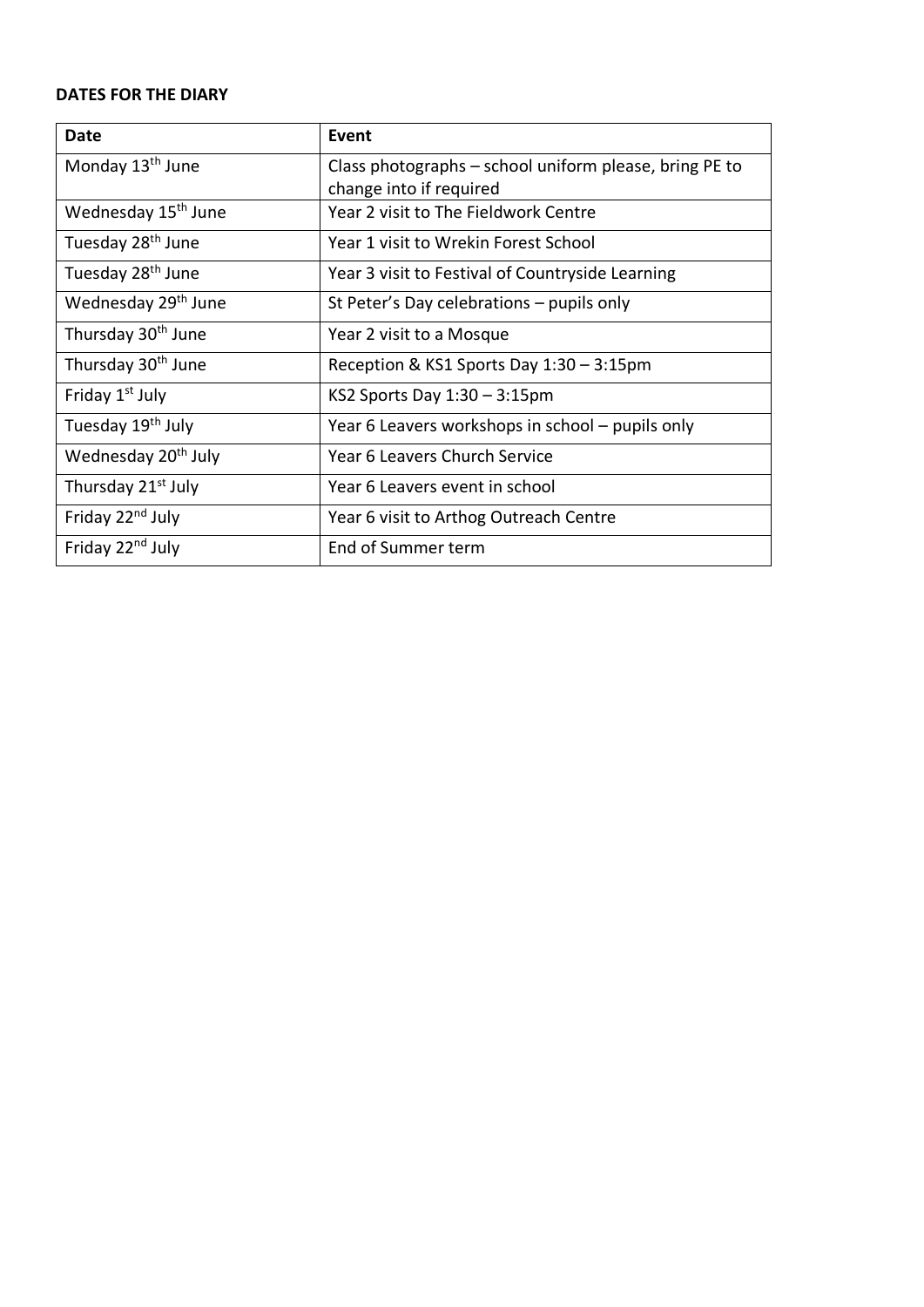**DATES FOR THE DIARY**

| Date | Event |
|---|---|
| Monday 13th June | Class photographs – school uniform please, bring PE to change into if required |
| Wednesday 15th June | Year 2 visit to The Fieldwork Centre |
| Tuesday 28th June | Year 1 visit to Wrekin Forest School |
| Tuesday 28th June | Year 3 visit to Festival of Countryside Learning |
| Wednesday 29th June | St Peter's Day celebrations – pupils only |
| Thursday 30th June | Year 2 visit to a Mosque |
| Thursday 30th June | Reception & KS1 Sports Day 1:30 – 3:15pm |
| Friday 1st July | KS2 Sports Day 1:30 – 3:15pm |
| Tuesday 19th July | Year 6 Leavers workshops in school – pupils only |
| Wednesday 20th July | Year 6 Leavers Church Service |
| Thursday 21st July | Year 6 Leavers event in school |
| Friday 22nd July | Year 6 visit to Arthog Outreach Centre |
| Friday 22nd July | End of Summer term |